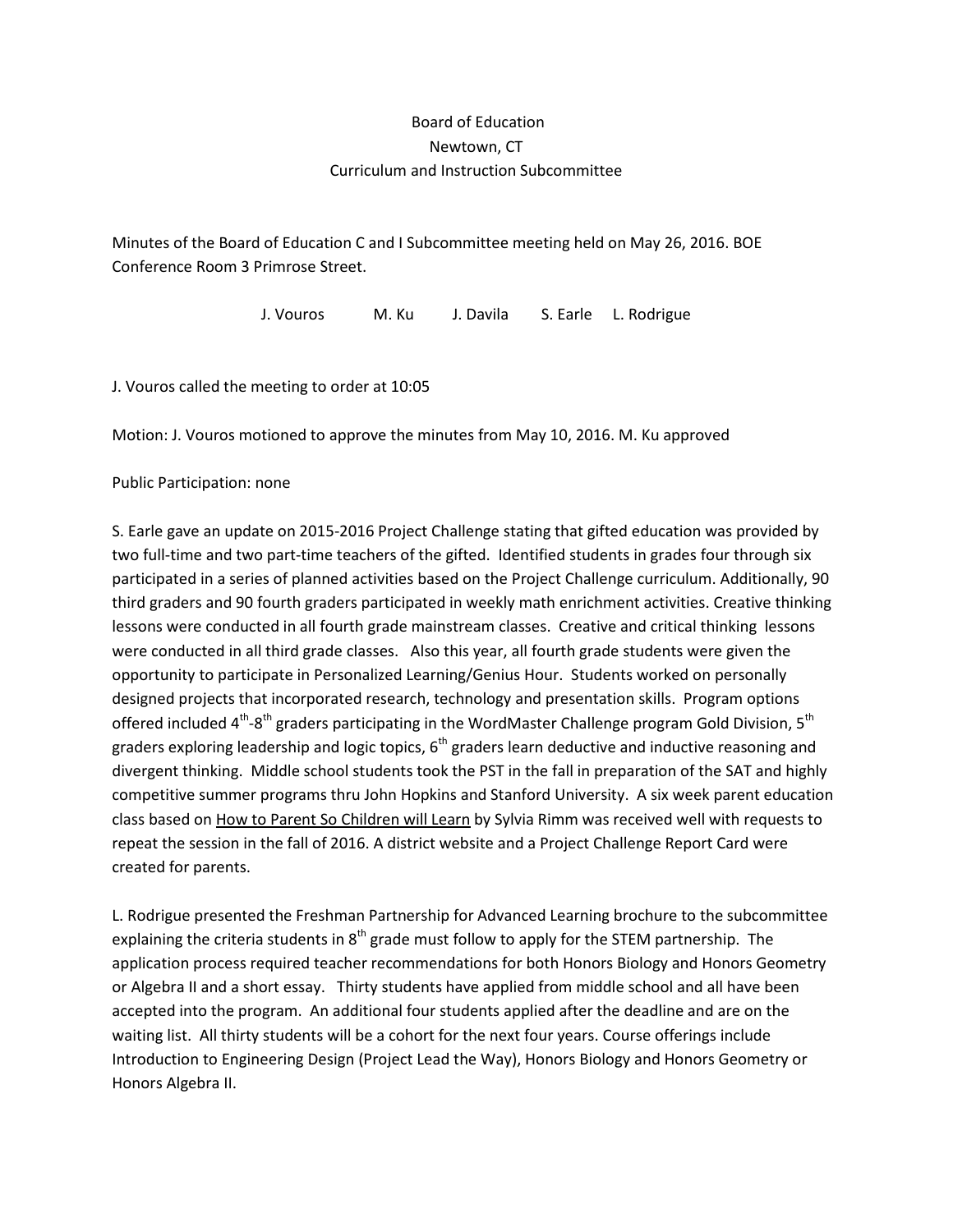Board of Education
Newtown, CT
Curriculum and Instruction Subcommittee

Minutes of the Board of Education C and I Subcommittee meeting held on May 26, 2016. BOE Conference Room 3 Primrose Street.

J. Vouros M. Ku J. Davila S. Earle L. Rodrigue

J. Vouros called the meeting to order at 10:05

Motion: J. Vouros motioned to approve the minutes from May 10, 2016. M. Ku approved

Public Participation: none

S. Earle gave an update on 2015-2016 Project Challenge stating that gifted education was provided by two full-time and two part-time teachers of the gifted. Identified students in grades four through six participated in a series of planned activities based on the Project Challenge curriculum. Additionally, 90 third graders and 90 fourth graders participated in weekly math enrichment activities. Creative thinking lessons were conducted in all fourth grade mainstream classes. Creative and critical thinking lessons were conducted in all third grade classes. Also this year, all fourth grade students were given the opportunity to participate in Personalized Learning/Genius Hour. Students worked on personally designed projects that incorporated research, technology and presentation skills. Program options offered included 4th-8th graders participating in the WordMaster Challenge program Gold Division, 5th graders exploring leadership and logic topics, 6th graders learn deductive and inductive reasoning and divergent thinking. Middle school students took the PST in the fall in preparation of the SAT and highly competitive summer programs thru John Hopkins and Stanford University. A six week parent education class based on How to Parent So Children will Learn by Sylvia Rimm was received well with requests to repeat the session in the fall of 2016. A district website and a Project Challenge Report Card were created for parents.

L. Rodrigue presented the Freshman Partnership for Advanced Learning brochure to the subcommittee explaining the criteria students in 8th grade must follow to apply for the STEM partnership. The application process required teacher recommendations for both Honors Biology and Honors Geometry or Algebra II and a short essay. Thirty students have applied from middle school and all have been accepted into the program. An additional four students applied after the deadline and are on the waiting list. All thirty students will be a cohort for the next four years. Course offerings include Introduction to Engineering Design (Project Lead the Way), Honors Biology and Honors Geometry or Honors Algebra II.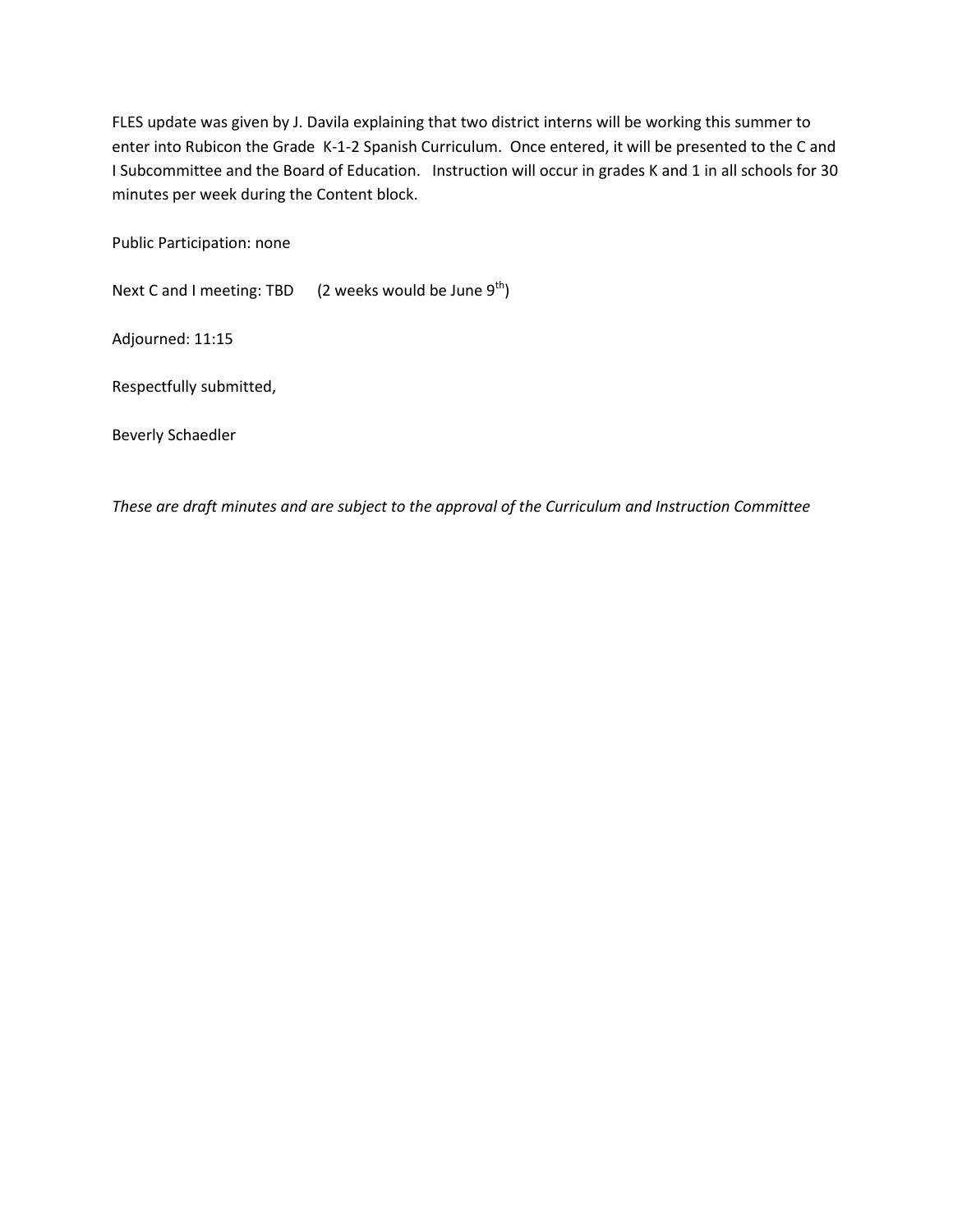FLES update was given by J. Davila explaining that two district interns will be working this summer to enter into Rubicon the Grade K-1-2 Spanish Curriculum. Once entered, it will be presented to the C and I Subcommittee and the Board of Education. Instruction will occur in grades K and 1 in all schools for 30 minutes per week during the Content block.

Public Participation: none

Next C and I meeting: TBD (2 weeks would be June 9th)

Adjourned: 11:15

Respectfully submitted,

Beverly Schaedler

*These are draft minutes and are subject to the approval of the Curriculum and Instruction Committee*